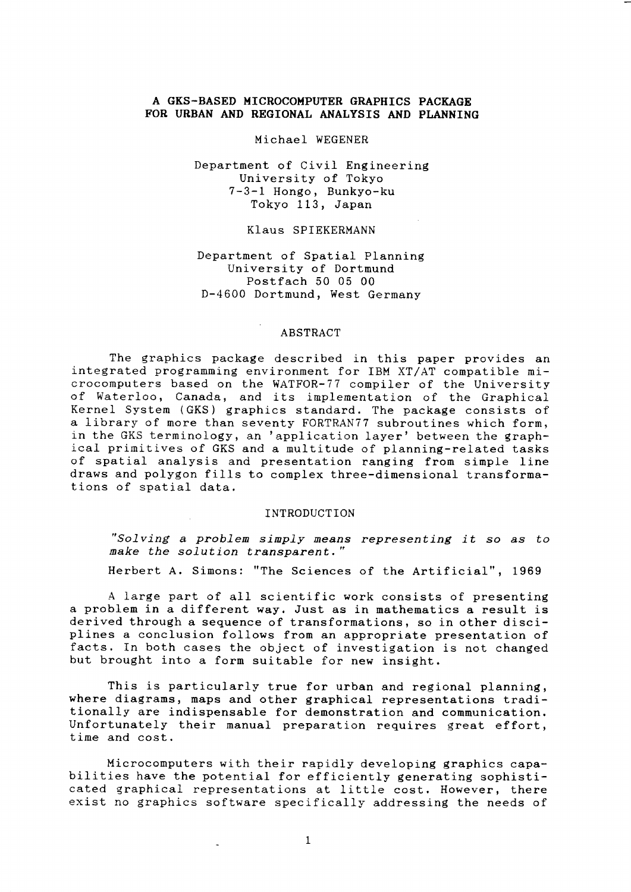# A GKS-BASED MICROCOMPUTER GRAPHICS PACKAGE FOR URBAN AND REGIONAL ANALYSIS AND PLANNING

Michael WEGENER

Department of Civil Engineering
University of Tokyo
7-3-1 Hongo, Bunkyo-ku
Tokyo 113, Japan

Klaus SPIEKERMANN

Department of Spatial Planning
University of Dortmund
Postfach 50 05 00
D-4600 Dortmund, West Germany

## ABSTRACT

The graphics package described in this paper provides an integrated programming environment for IBM XT/AT compatible microcomputers based on the WATFOR-77 compiler of the University of Waterloo, Canada, and its implementation of the Graphical Kernel System (GKS) graphics standard. The package consists of a library of more than seventy FORTRAN77 subroutines which form, in the GKS terminology, an 'application layer' between the graphical primitives of GKS and a multitude of planning-related tasks of spatial analysis and presentation ranging from simple line draws and polygon fills to complex three-dimensional transformations of spatial data.

## INTRODUCTION

> *"Solving a problem simply means representing it so as to make the solution transparent."*
>
> Herbert A. Simons: "The Sciences of the Artificial", 1969

A large part of all scientific work consists of presenting a problem in a different way. Just as in mathematics a result is derived through a sequence of transformations, so in other disciplines a conclusion follows from an appropriate presentation of facts. In both cases the object of investigation is not changed but brought into a form suitable for new insight.

This is particularly true for urban and regional planning, where diagrams, maps and other graphical representations traditionally are indispensable for demonstration and communication. Unfortunately their manual preparation requires great effort, time and cost.

Microcomputers with their rapidly developing graphics capabilities have the potential for efficiently generating sophisticated graphical representations at little cost. However, there exist no graphics software specifically addressing the needs of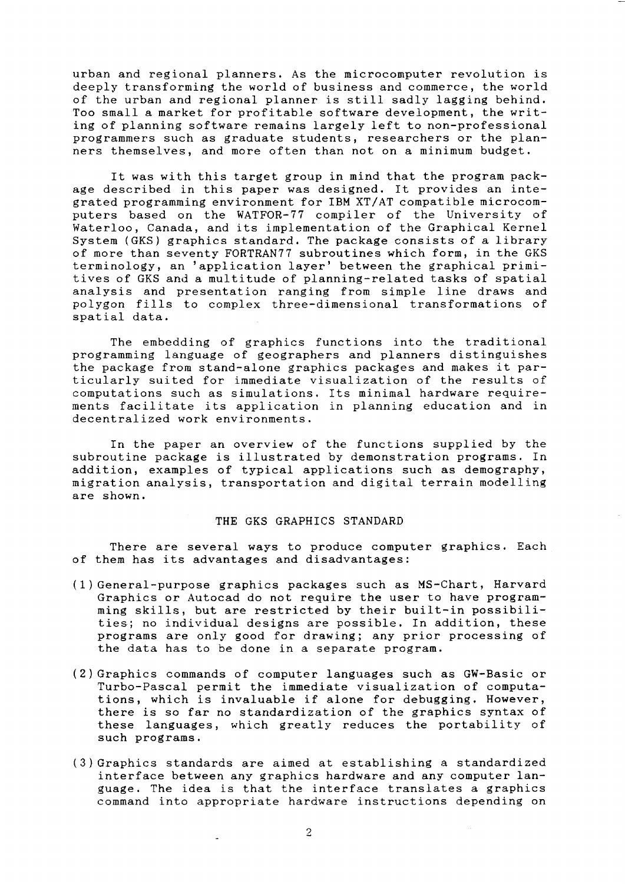urban and regional planners. As the microcomputer revolution is deeply transforming the world of business and commerce, the world of the urban and regional planner is still sadly lagging behind. Too small a market for profitable software development, the writing of planning software remains largely left to non-professional programmers such as graduate students, researchers or the planners themselves, and more often than not on a minimum budget.

It was with this target group in mind that the program package described in this paper was designed. It provides an integrated programming environment for IBM XT/AT compatible microcomputers based on the WATFOR-77 compiler of the University of Waterloo, Canada, and its implementation of the Graphical Kernel System (GKS) graphics standard. The package consists of a library of more than seventy FORTRAN77 subroutines which form, in the GKS terminology, an 'application layer' between the graphical primitives of GKS and a multitude of planning-related tasks of spatial analysis and presentation ranging from simple line draws and polygon fills to complex three-dimensional transformations of spatial data.

The embedding of graphics functions into the traditional programming language of geographers and planners distinguishes the package from stand-alone graphics packages and makes it particularly suited for immediate visualization of the results of computations such as simulations. Its minimal hardware requirements facilitate its application in planning education and in decentralized work environments.

In the paper an overview of the functions supplied by the subroutine package is illustrated by demonstration programs. In addition, examples of typical applications such as demography, migration analysis, transportation and digital terrain modelling are shown.

## THE GKS GRAPHICS STANDARD

There are several ways to produce computer graphics. Each of them has its advantages and disadvantages:

(1) General-purpose graphics packages such as MS-Chart, Harvard Graphics or Autocad do not require the user to have programming skills, but are restricted by their built-in possibilities; no individual designs are possible. In addition, these programs are only good for drawing; any prior processing of the data has to be done in a separate program.

(2) Graphics commands of computer languages such as GW-Basic or Turbo-Pascal permit the immediate visualization of computations, which is invaluable if alone for debugging. However, there is so far no standardization of the graphics syntax of these languages, which greatly reduces the portability of such programs.

(3) Graphics standards are aimed at establishing a standardized interface between any graphics hardware and any computer language. The idea is that the interface translates a graphics command into appropriate hardware instructions depending on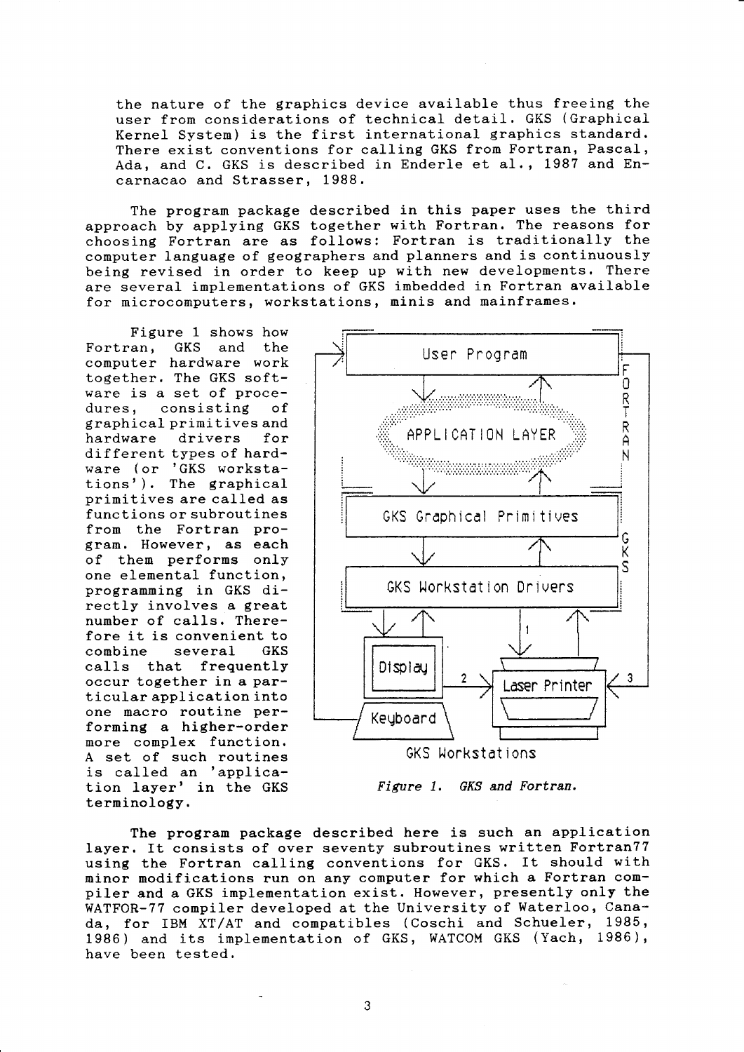the nature of the graphics device available thus freeing the user from considerations of technical detail. GKS (Graphical Kernel System) is the first international graphics standard. There exist conventions for calling GKS from Fortran, Pascal, Ada, and C. GKS is described in Enderle et al., 1987 and Encarnacao and Strasser, 1988.

The program package described in this paper uses the third approach by applying GKS together with Fortran. The reasons for choosing Fortran are as follows: Fortran is traditionally the computer language of geographers and planners and is continuously being revised in order to keep up with new developments. There are several implementations of GKS imbedded in Fortran available for microcomputers, workstations, minis and mainframes.

Figure 1 shows how Fortran, GKS and the computer hardware work together. The GKS software is a set of procedures, consisting of graphical primitives and hardware drivers for different types of hardware (or 'GKS workstations'). The graphical primitives are called as functions or subroutines from the Fortran program. However, as each of them performs only one elemental function, programming in GKS directly involves a great number of calls. Therefore it is convenient to combine several GKS calls that frequently occur together in a particular application into one macro routine performing a higher-order more complex function. A set of such routines is called an 'application layer' in the GKS terminology.

User Program

APPLICATION LAYER

GKS Graphical Primitives

GKS Workstation Drivers

FORTRAN

GKS

Display

Keyboard

Laser Printer

1

2

3

GKS Workstations

*Figure 1. GKS and Fortran.*

The program package described here is such an application layer. It consists of over seventy subroutines written Fortran77 using the Fortran calling conventions for GKS. It should with minor modifications run on any computer for which a Fortran compiler and a GKS implementation exist. However, presently only the WATFOR-77 compiler developed at the University of Waterloo, Canada, for IBM XT/AT and compatibles (Coschi and Schueler, 1985, 1986) and its implementation of GKS, WATCOM GKS (Yach, 1986), have been tested.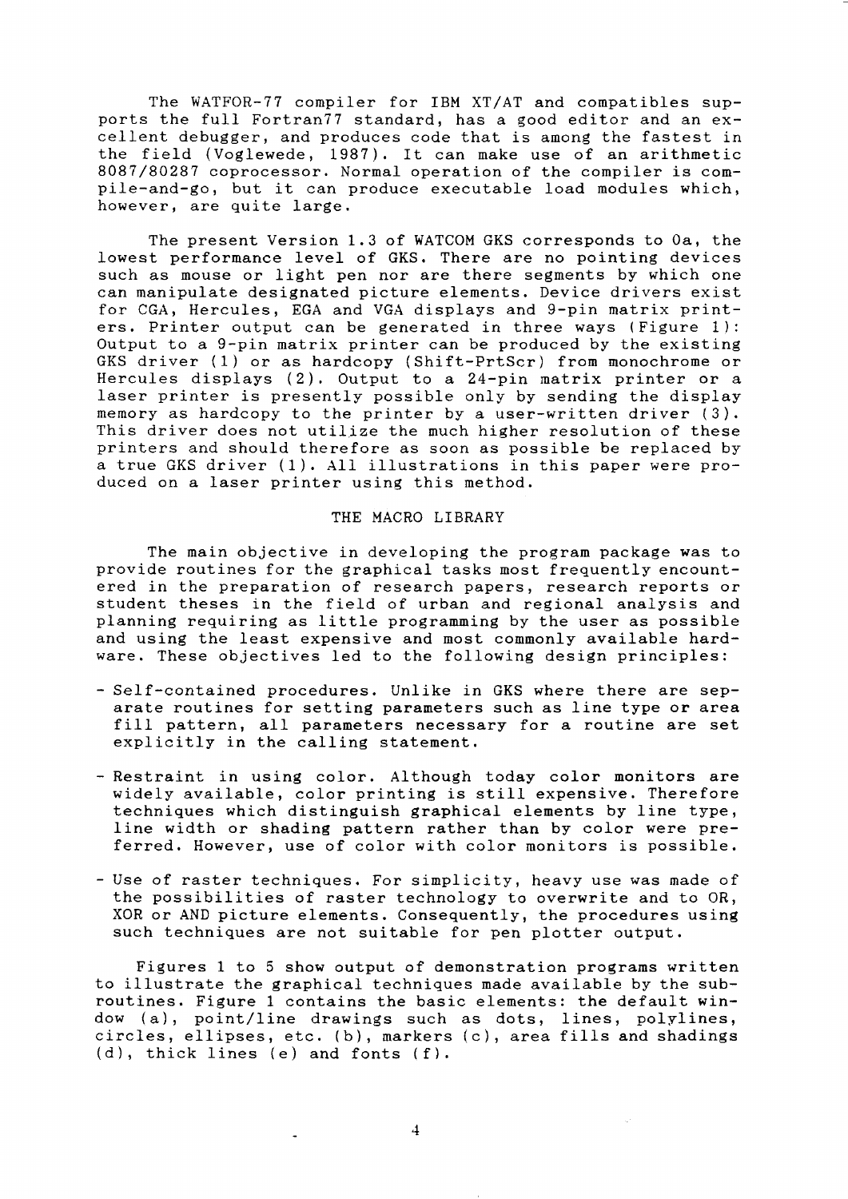The WATFOR-77 compiler for IBM XT/AT and compatibles supports the full Fortran77 standard, has a good editor and an excellent debugger, and produces code that is among the fastest in the field (Voglewede, 1987). It can make use of an arithmetic 8087/80287 coprocessor. Normal operation of the compiler is compile-and-go, but it can produce executable load modules which, however, are quite large.

The present Version 1.3 of WATCOM GKS corresponds to 0a, the lowest performance level of GKS. There are no pointing devices such as mouse or light pen nor are there segments by which one can manipulate designated picture elements. Device drivers exist for CGA, Hercules, EGA and VGA displays and 9-pin matrix printers. Printer output can be generated in three ways (Figure 1): Output to a 9-pin matrix printer can be produced by the existing GKS driver (1) or as hardcopy (Shift-PrtScr) from monochrome or Hercules displays (2). Output to a 24-pin matrix printer or a laser printer is presently possible only by sending the display memory as hardcopy to the printer by a user-written driver (3). This driver does not utilize the much higher resolution of these printers and should therefore as soon as possible be replaced by a true GKS driver (1). All illustrations in this paper were produced on a laser printer using this method.

## THE MACRO LIBRARY

The main objective in developing the program package was to provide routines for the graphical tasks most frequently encountered in the preparation of research papers, research reports or student theses in the field of urban and regional analysis and planning requiring as little programming by the user as possible and using the least expensive and most commonly available hardware. These objectives led to the following design principles:

- Self-contained procedures. Unlike in GKS where there are separate routines for setting parameters such as line type or area fill pattern, all parameters necessary for a routine are set explicitly in the calling statement.

- Restraint in using color. Although today color monitors are widely available, color printing is still expensive. Therefore techniques which distinguish graphical elements by line type, line width or shading pattern rather than by color were preferred. However, use of color with color monitors is possible.

- Use of raster techniques. For simplicity, heavy use was made of the possibilities of raster technology to overwrite and to OR, XOR or AND picture elements. Consequently, the procedures using such techniques are not suitable for pen plotter output.

Figures 1 to 5 show output of demonstration programs written to illustrate the graphical techniques made available by the subroutines. Figure 1 contains the basic elements: the default window (a), point/line drawings such as dots, lines, polylines, circles, ellipses, etc. (b), markers (c), area fills and shadings (d), thick lines (e) and fonts (f).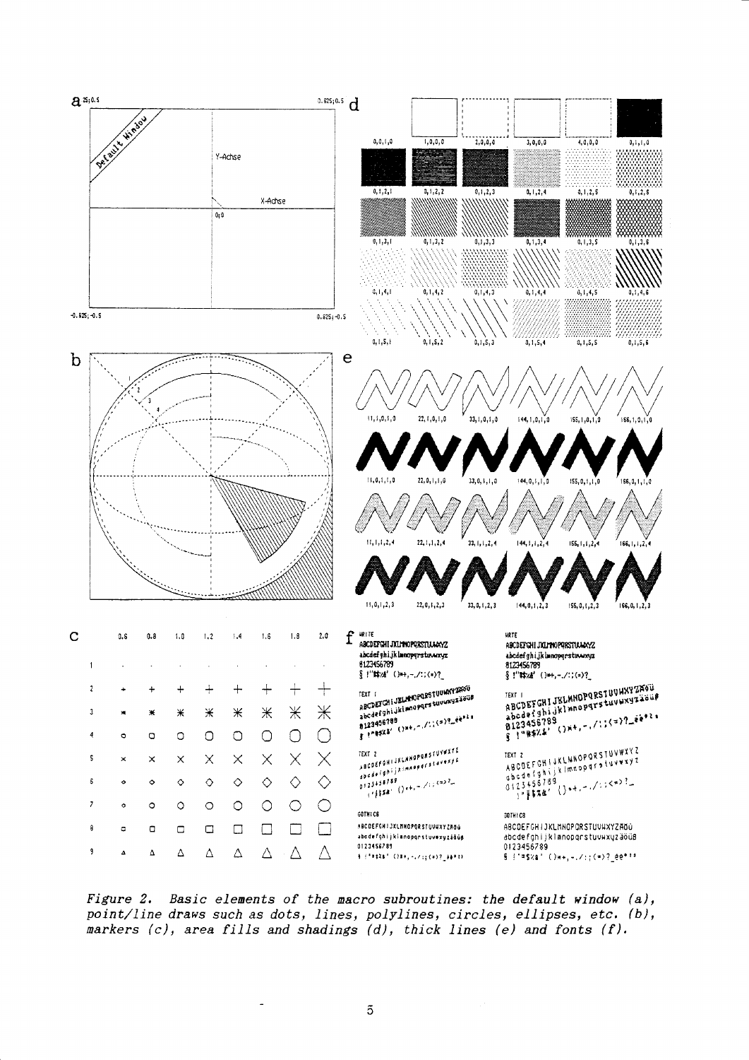*Figure 2. Basic elements of the macro subroutines: the default window (a), point/line draws such as dots, lines, polylines, circles, ellipses, etc. (b), markers (c), area fills and shadings (d), thick lines (e) and fonts (f).*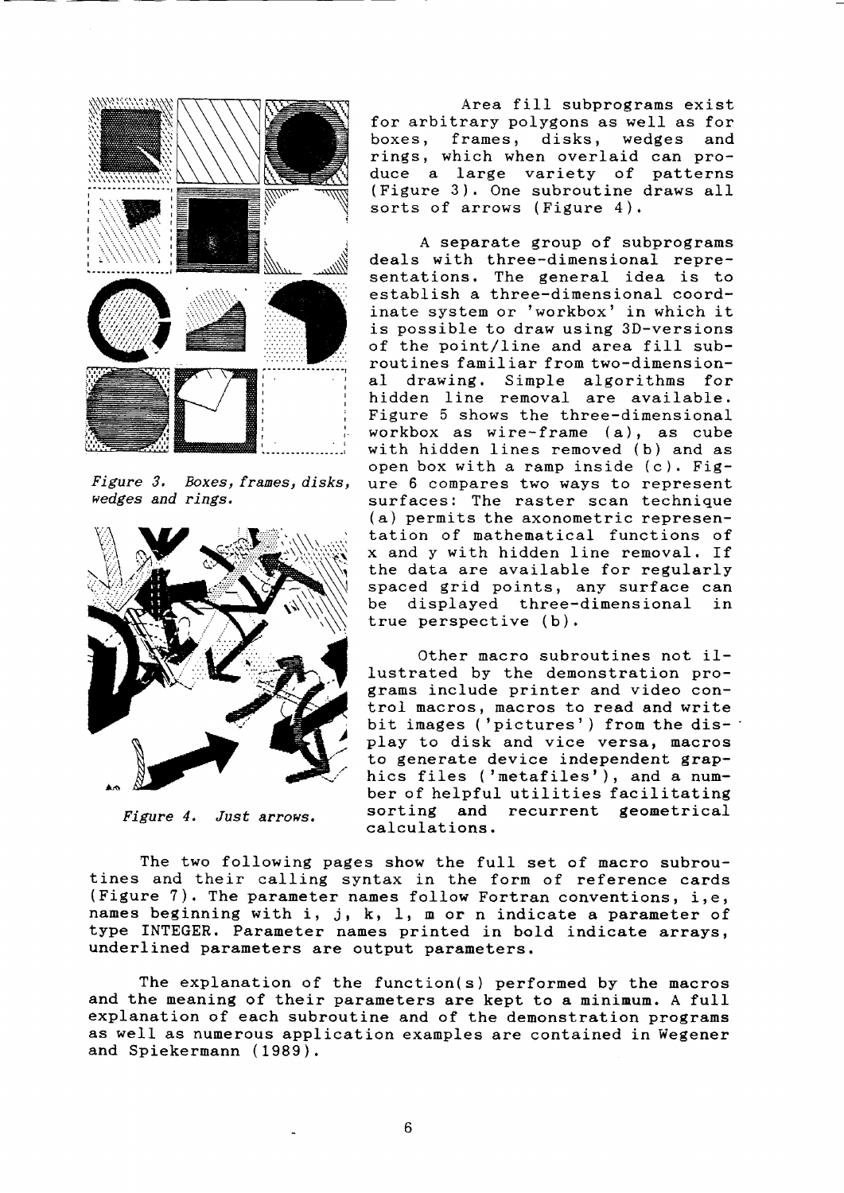*Figure 3. Boxes, frames, disks, wedges and rings.*

*Figure 4. Just arrows.*

Area fill subprograms exist for arbitrary polygons as well as for boxes, frames, disks, wedges and rings, which when overlaid can produce a large variety of patterns (Figure 3). One subroutine draws all sorts of arrows (Figure 4).

A separate group of subprograms deals with three-dimensional representations. The general idea is to establish a three-dimensional coordinate system or 'workbox' in which it is possible to draw using 3D-versions of the point/line and area fill subroutines familiar from two-dimensional drawing. Simple algorithms for hidden line removal are available. Figure 5 shows the three-dimensional workbox as wire-frame (a), as cube with hidden lines removed (b) and as open box with a ramp inside (c). Figure 6 compares two ways to represent surfaces: The raster scan technique (a) permits the axonometric representation of mathematical functions of x and y with hidden line removal. If the data are available for regularly spaced grid points, any surface can be displayed three-dimensional in true perspective (b).

Other macro subroutines not illustrated by the demonstration programs include printer and video control macros, macros to read and write bit images ('pictures') from the display to disk and vice versa, macros to generate device independent graphics files ('metafiles'), and a number of helpful utilities facilitating sorting and recurrent geometrical calculations.

The two following pages show the full set of macro subroutines and their calling syntax in the form of reference cards (Figure 7). The parameter names follow Fortran conventions, i,e, names beginning with i, j, k, l, m or n indicate a parameter of type INTEGER. Parameter names printed in bold indicate arrays, underlined parameters are output parameters.

The explanation of the function(s) performed by the macros and the meaning of their parameters are kept to a minimum. A full explanation of each subroutine and of the demonstration programs as well as numerous application examples are contained in Wegener and Spiekermann (1989).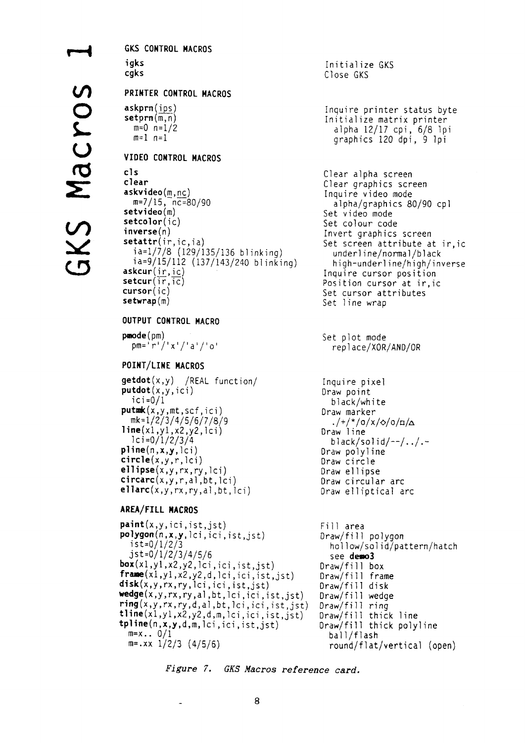# GKS Macros 1

### GKS CONTROL MACROS

| Macro | Description |
|---|---|
| **igks** | Initialize GKS |
| **cgks** | Close GKS |

### PRINTER CONTROL MACROS

| Macro | Description |
|---|---|
| **askprn**(ips) | Inquire printer status byte |
| **setprn**(m,n) | Initialize matrix printer |
| m=0 n=1/2 | alpha 12/17 cpi, 6/8 lpi |
| m=1 n=1 | graphics 120 dpi, 9 lpi |

### VIDEO CONTROL MACROS

| Macro | Description |
|---|---|
| **cls** | Clear alpha screen |
| **clear** | Clear graphics screen |
| **askvideo**(m,nc) | Inquire video mode |
| m=7/15, nc=80/90 | alpha/graphics 80/90 cpl |
| **setvideo**(m) | Set video mode |
| **setcolor**(ic) | Set colour code |
| **inverse**(n) | Invert graphics screen |
| **setattr**(ir,ic,ia) | Set screen attribute at ir,ic |
| ia=1/7/8 (129/135/136 blinking) | underline/normal/black |
| ia=9/15/112 (137/143/240 blinking) | high-underline/high/inverse |
| **askcur**(ir,ic) | Inquire cursor position |
| **setcur**(ir,ic) | Position cursor at ir,ic |
| **cursor**(ic) | Set cursor attributes |
| **setwrap**(m) | Set line wrap |

### OUTPUT CONTROL MACRO

| Macro | Description |
|---|---|
| **pmode**(pm) | Set plot mode |
| pm='r'/'x'/'a'/'o' | replace/XOR/AND/OR |

### POINT/LINE MACROS

| Macro | Description |
|---|---|
| **getdot**(x,y) /REAL function/ | Inquire pixel |
| **putdot**(x,y,ici) | Draw point |
| ici=0/1 | black/white |
| **putmk**(x,y,mt,scf,ici) | Draw marker |
| mk=1/2/3/4/5/6/7/8/9 | ./+/*/o/x/◇/o/□/△ |
| **line**(x1,y1,x2,y2,lci) | Draw line |
| lci=0/1/2/3/4 | black/solid/--/../.- |
| **pline**(n,**x**,**y**,lci) | Draw polyline |
| **circle**(x,y,r,lci) | Draw circle |
| **ellipse**(x,y,rx,ry,lci) | Draw ellipse |
| **circarc**(x,y,r,al,bt,lci) | Draw circular arc |
| **ellarc**(x,y,rx,ry,al,bt,lci) | Draw elliptical arc |

### AREA/FILL MACROS

| Macro | Description |
|---|---|
| **paint**(x,y,ici,ist,jst) | Fill area |
| **polygon**(n,**x**,**y**,lci,ici,ist,jst) | Draw/fill polygon |
| ist=0/1/2/3 | hollow/solid/pattern/hatch |
| jst=0/1/2/3/4/5/6 | see **demo3** |
| **box**(x1,y1,x2,y2,lci,ici,ist,jst) | Draw/fill box |
| **frame**(x1,y1,x2,y2,d,lci,ici,ist,jst) | Draw/fill frame |
| **disk**(x,y,rx,ry,lci,ici,ist,jst) | Draw/fill disk |
| **wedge**(x,y,rx,ry,al,bt,lci,ici,ist,jst) | Draw/fill wedge |
| **ring**(x,y,rx,ry,d,al,bt,lci,ici,ist,jst) | Draw/fill ring |
| **tline**(x1,y1,x2,y2,d,m,lci,ici,ist,jst) | Draw/fill thick line |
| **tpline**(n,**x**,**y**,d,m,lci,ici,ist,jst) | Draw/fill thick polyline |
| m=x.. 0/1 | ball/flash |
| m=.xx 1/2/3 (4/5/6) | round/flat/vertical (open) |

*Figure 7. GKS Macros reference card.*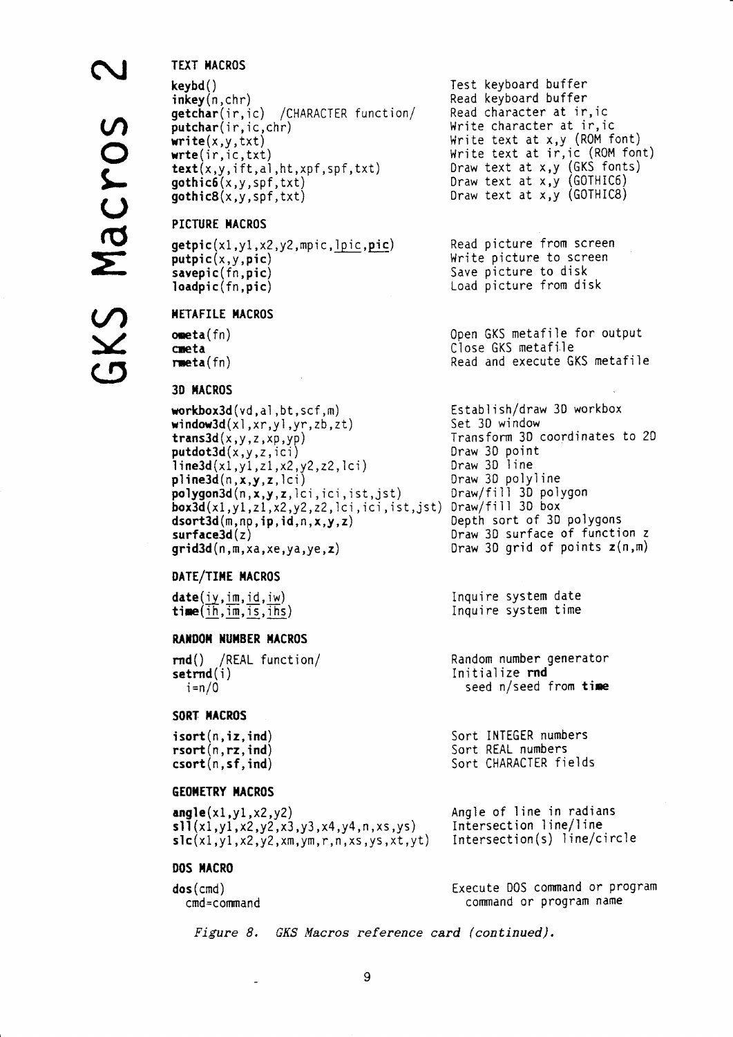# GKS Macros 2

### TEXT MACROS

| | |
|---|---|
| **keybd**() | Test keyboard buffer |
| **inkey**(n,chr) | Read keyboard buffer |
| **getchar**(ir,ic) /CHARACTER function/ | Read character at ir,ic |
| **putchar**(ir,ic,chr) | Write character at ir,ic |
| **write**(x,y,txt) | Write text at x,y (ROM font) |
| **wrte**(ir,ic,txt) | Write text at ir,ic (ROM font) |
| **text**(x,y,ift,al,ht,xpf,spf,txt) | Draw text at x,y (GKS fonts) |
| **gothic6**(x,y,spf,txt) | Draw text at x,y (GOTHIC6) |
| **gothic8**(x,y,spf,txt) | Draw text at x,y (GOTHIC8) |

### PICTURE MACROS

| | |
|---|---|
| **getpic**(x1,y1,x2,y2,mpic,lpic,**pic**) | Read picture from screen |
| **putpic**(x,y,**pic**) | Write picture to screen |
| **savepic**(fn,**pic**) | Save picture to disk |
| **loadpic**(fn,**pic**) | Load picture from disk |

### METAFILE MACROS

| | |
|---|---|
| **ometa**(fn) | Open GKS metafile for output |
| **cmeta** | Close GKS metafile |
| **rmeta**(fn) | Read and execute GKS metafile |

### 3D MACROS

| | |
|---|---|
| **workbox3d**(vd,al,bt,scf,m) | Establish/draw 3D workbox |
| **window3d**(xl,xr,yl,yr,zb,zt) | Set 3D window |
| **trans3d**(x,y,z,xp,yp) | Transform 3D coordinates to 2D |
| **putdot3d**(x,y,z,ici) | Draw 3D point |
| **line3d**(x1,y1,z1,x2,y2,z2,lci) | Draw 3D line |
| **pline3d**(n,**x**,**y**,**z**,lci) | Draw 3D polyline |
| **polygon3d**(n,**x**,**y**,**z**,lci,ici,ist,jst) | Draw/fill 3D polygon |
| **box3d**(x1,y1,z1,x2,y2,z2,lci,ici,ist,jst) | Draw/fill 3D box |
| **dsort3d**(m,np,**ip**,**id**,n,**x**,**y**,**z**) | Depth sort of 3D polygons |
| **surface3d**(z) | Draw 3D surface of function z |
| **grid3d**(n,m,xa,xe,ya,ye,**z**) | Draw 3D grid of points **z**(n,m) |

### DATE/TIME MACROS

| | |
|---|---|
| **date**(iy,im,id,iw) | Inquire system date |
| **time**(ih,im,is,ihs) | Inquire system time |

### RANDOM NUMBER MACROS

| | |
|---|---|
| **rnd**() /REAL function/ | Random number generator |
| **setrnd**(i) | Initialize **rnd** |
| i=n/0 | seed n/seed from **time** |

### SORT MACROS

| | |
|---|---|
| **isort**(n,**iz**,**ind**) | Sort INTEGER numbers |
| **rsort**(n,**rz**,**ind**) | Sort REAL numbers |
| **csort**(n,**sf**,**ind**) | Sort CHARACTER fields |

### GEOMETRY MACROS

| | |
|---|---|
| **angle**(x1,y1,x2,y2) | Angle of line in radians |
| **sll**(x1,y1,x2,y2,x3,y3,x4,y4,n,xs,ys) | Intersection line/line |
| **slc**(x1,y1,x2,y2,xm,ym,r,n,xs,ys,xt,yt) | Intersection(s) line/circle |

### DOS MACRO

| | |
|---|---|
| **dos**(cmd) | Execute DOS command or program |
| cmd=command | command or program name |

*Figure 8. GKS Macros reference card (continued).*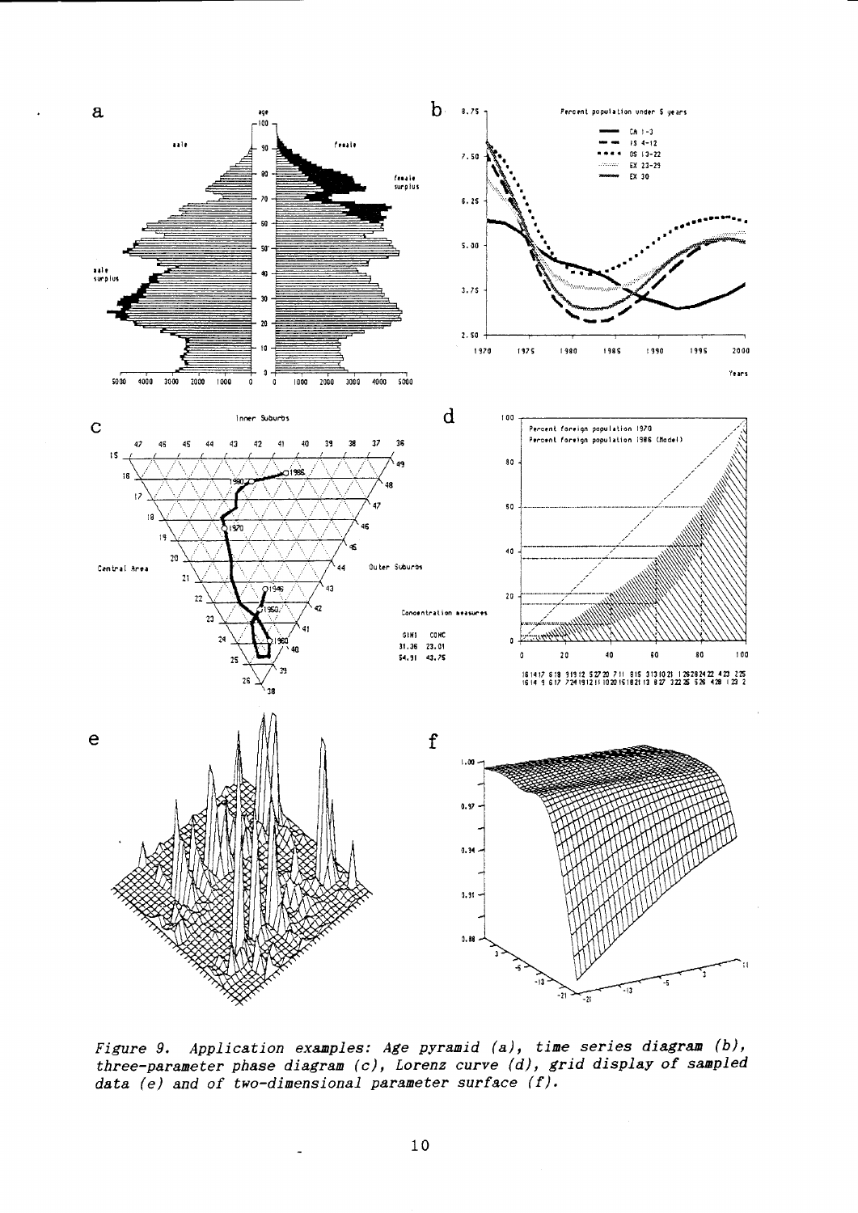*Figure 9. Application examples: Age pyramid (a), time series diagram (b), three-parameter phase diagram (c), Lorenz curve (d), grid display of sampled data (e) and of two-dimensional parameter surface (f).*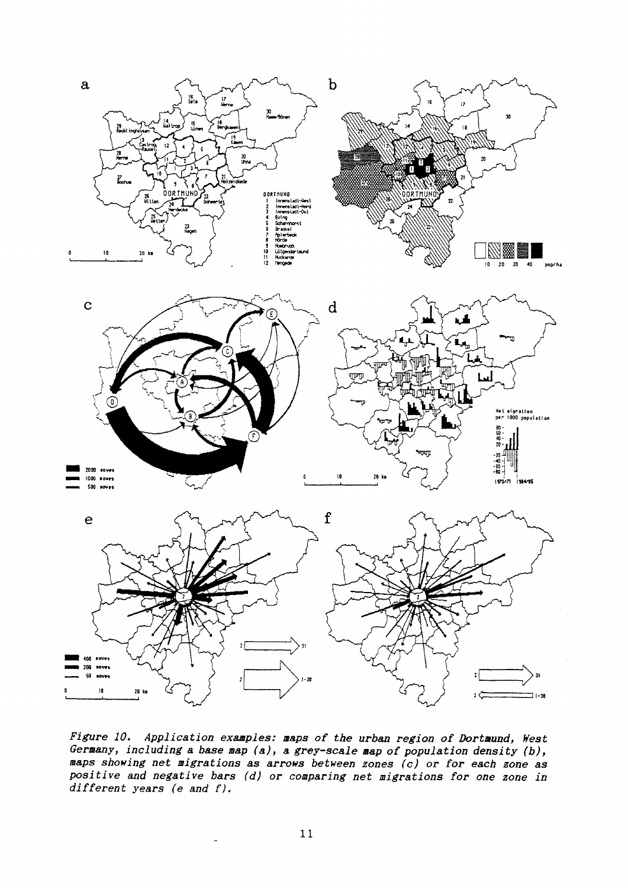*Figure 10. Application examples: maps of the urban region of Dortmund, West Germany, including a base map (a), a grey-scale map of population density (b), maps showing net migrations as arrows between zones (c) or for each zone as positive and negative bars (d) or comparing net migrations for one zone in different years (e and f).*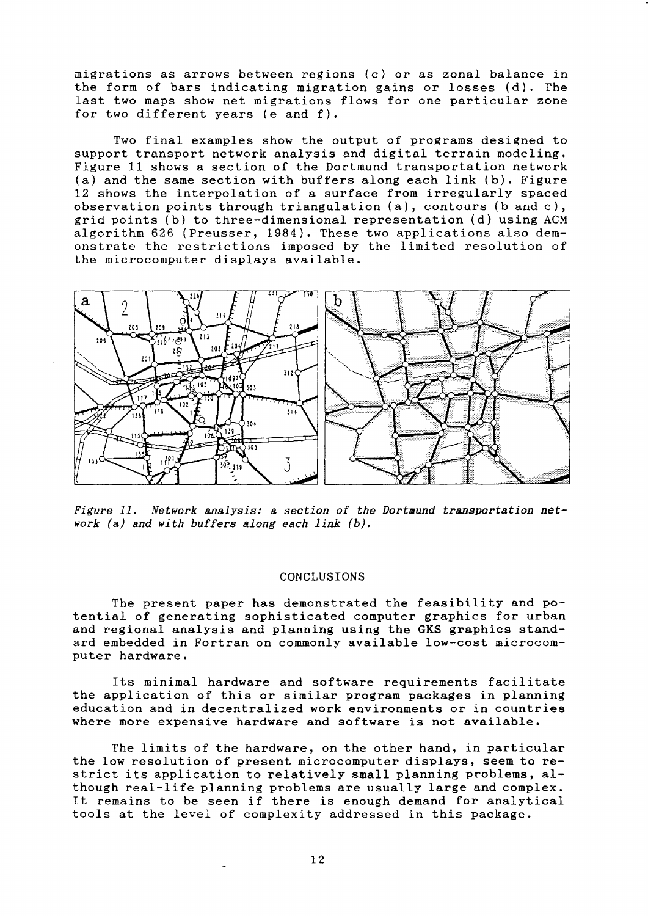migrations as arrows between regions (c) or as zonal balance in the form of bars indicating migration gains or losses (d). The last two maps show net migrations flows for one particular zone for two different years (e and f).

Two final examples show the output of programs designed to support transport network analysis and digital terrain modeling. Figure 11 shows a section of the Dortmund transportation network (a) and the same section with buffers along each link (b). Figure 12 shows the interpolation of a surface from irregularly spaced observation points through triangulation (a), contours (b and c), grid points (b) to three-dimensional representation (d) using ACM algorithm 626 (Preusser, 1984). These two applications also demonstrate the restrictions imposed by the limited resolution of the microcomputer displays available.

*Figure 11. Network analysis: a section of the Dortmund transportation network (a) and with buffers along each link (b).*

## CONCLUSIONS

The present paper has demonstrated the feasibility and potential of generating sophisticated computer graphics for urban and regional analysis and planning using the GKS graphics standard embedded in Fortran on commonly available low-cost microcomputer hardware.

Its minimal hardware and software requirements facilitate the application of this or similar program packages in planning education and in decentralized work environments or in countries where more expensive hardware and software is not available.

The limits of the hardware, on the other hand, in particular the low resolution of present microcomputer displays, seem to restrict its application to relatively small planning problems, although real-life planning problems are usually large and complex. It remains to be seen if there is enough demand for analytical tools at the level of complexity addressed in this package.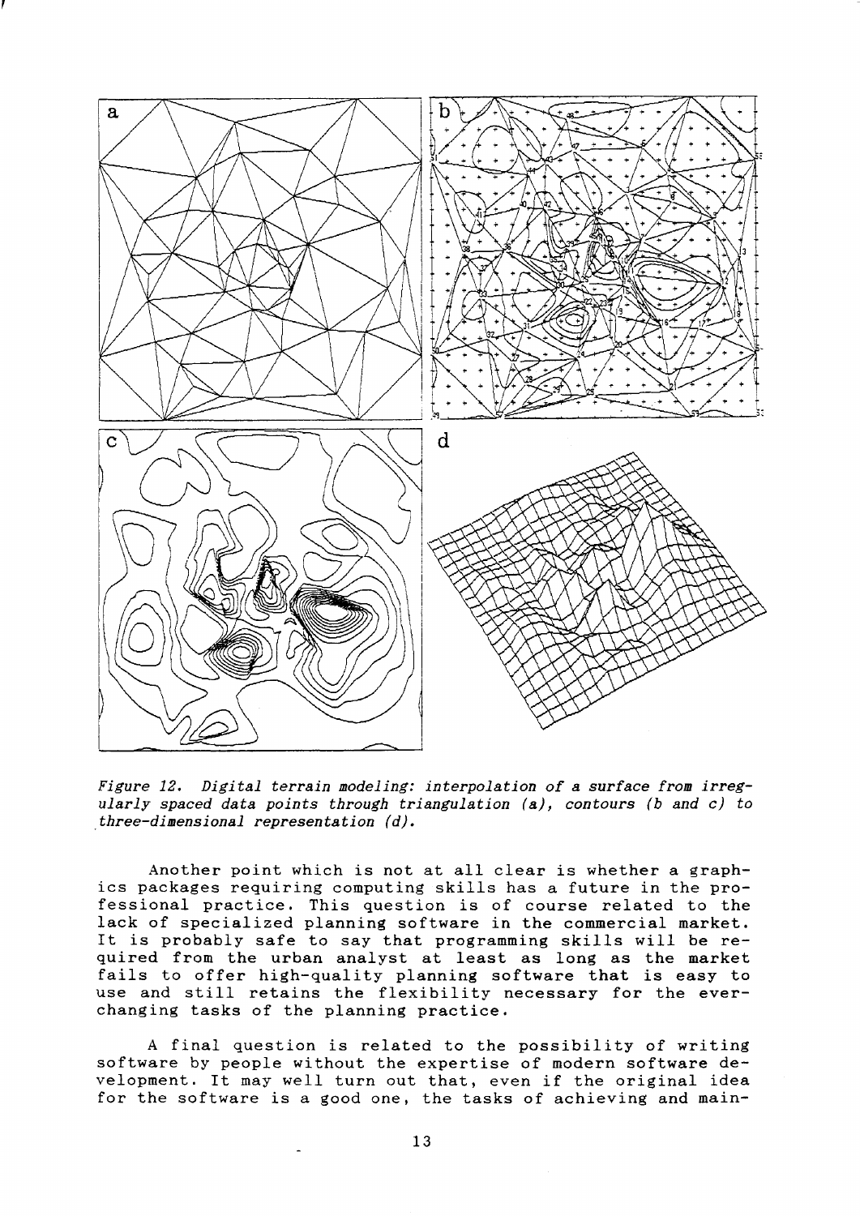*Figure 12. Digital terrain modeling: interpolation of a surface from irregularly spaced data points through triangulation (a), contours (b and c) to three-dimensional representation (d).*

Another point which is not at all clear is whether a graphics packages requiring computing skills has a future in the professional practice. This question is of course related to the lack of specialized planning software in the commercial market. It is probably safe to say that programming skills will be required from the urban analyst at least as long as the market fails to offer high-quality planning software that is easy to use and still retains the flexibility necessary for the ever-changing tasks of the planning practice.

A final question is related to the possibility of writing software by people without the expertise of modern software development. It may well turn out that, even if the original idea for the software is a good one, the tasks of achieving and main-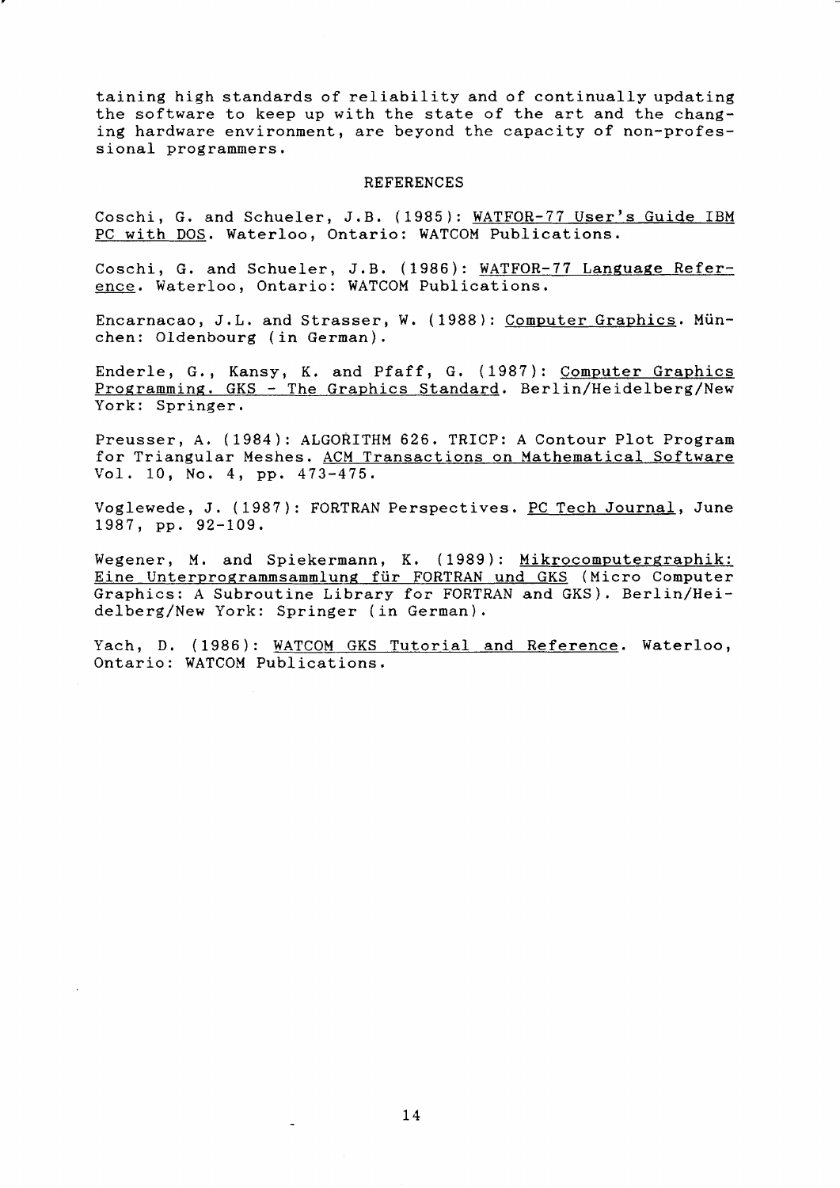taining high standards of reliability and of continually updating the software to keep up with the state of the art and the changing hardware environment, are beyond the capacity of non-professional programmers.

## REFERENCES

Coschi, G. and Schueler, J.B. (1985): WATFOR-77 User's Guide IBM PC with DOS. Waterloo, Ontario: WATCOM Publications.

Coschi, G. and Schueler, J.B. (1986): WATFOR-77 Language Reference. Waterloo, Ontario: WATCOM Publications.

Encarnacao, J.L. and Strasser, W. (1988): Computer Graphics. München: Oldenbourg (in German).

Enderle, G., Kansy, K. and Pfaff, G. (1987): Computer Graphics Programming. GKS - The Graphics Standard. Berlin/Heidelberg/New York: Springer.

Preusser, A. (1984): ALGORITHM 626. TRICP: A Contour Plot Program for Triangular Meshes. ACM Transactions on Mathematical Software Vol. 10, No. 4, pp. 473-475.

Voglewede, J. (1987): FORTRAN Perspectives. PC Tech Journal, June 1987, pp. 92-109.

Wegener, M. and Spiekermann, K. (1989): Mikrocomputergraphik: Eine Unterprogrammsammlung für FORTRAN und GKS (Micro Computer Graphics: A Subroutine Library for FORTRAN and GKS). Berlin/Heidelberg/New York: Springer (in German).

Yach, D. (1986): WATCOM GKS Tutorial and Reference. Waterloo, Ontario: WATCOM Publications.